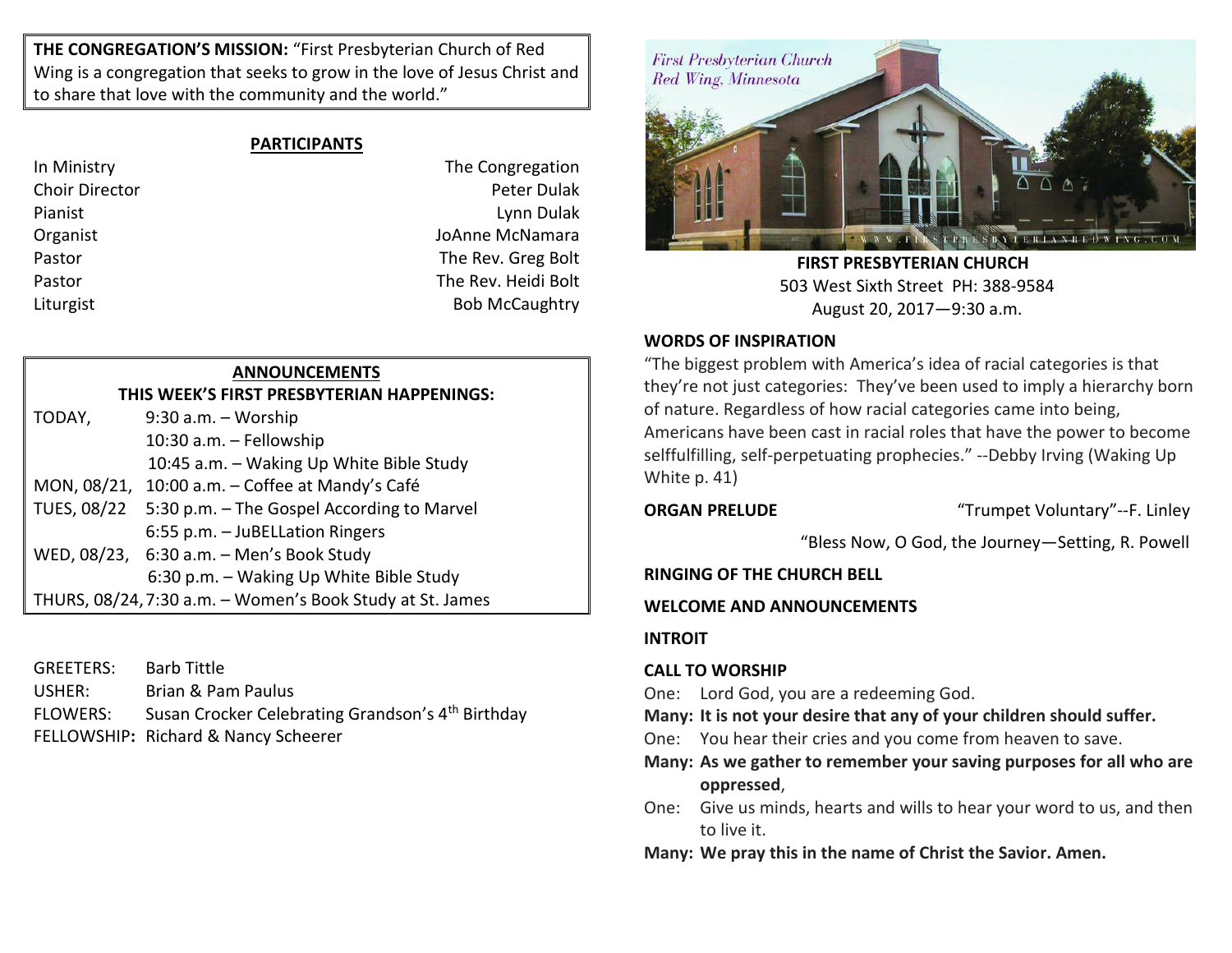**THE CONGREGATION'S MISSION:** "First Presbyterian Church of Red Wing is a congregation that seeks to grow in the love of Jesus Christ and to share that love with the community and the world."

## PARTICIPANTS

| | |
|---|---|
| In Ministry | The Congregation |
| Choir Director | Peter Dulak |
| Pianist | Lynn Dulak |
| Organist | JoAnne McNamara |
| Pastor | The Rev. Greg Bolt |
| Pastor | The Rev. Heidi Bolt |
| Liturgist | Bob McCaughtry |

## ANNOUNCEMENTS

### THIS WEEK'S FIRST PRESBYTERIAN HAPPENINGS:

| | |
|---|---|
| TODAY, | 9:30 a.m. – Worship |
| | 10:30 a.m. – Fellowship |
| | 10:45 a.m. – Waking Up White Bible Study |
| MON, 08/21, | 10:00 a.m. – Coffee at Mandy's Café |
| TUES, 08/22 | 5:30 p.m. – The Gospel According to Marvel |
| | 6:55 p.m. – JuBELLation Ringers |
| WED, 08/23, | 6:30 a.m. – Men's Book Study |
| | 6:30 p.m. – Waking Up White Bible Study |
| THURS, 08/24, | 7:30 a.m. – Women's Book Study at St. James |

GREETERS: Barb Tittle
USHER: Brian & Pam Paulus
FLOWERS: Susan Crocker Celebrating Grandson's 4th Birthday
FELLOWSHIP**:** Richard & Nancy Scheerer

**FIRST PRESBYTERIAN CHURCH**
503 West Sixth Street PH: 388-9584
August 20, 2017—9:30 a.m.

**WORDS OF INSPIRATION**

"The biggest problem with America's idea of racial categories is that they're not just categories: They've been used to imply a hierarchy born of nature. Regardless of how racial categories came into being, Americans have been cast in racial roles that have the power to become selffulfilling, self-perpetuating prophecies." --Debby Irving (Waking Up White p. 41)

**ORGAN PRELUDE** "Trumpet Voluntary"--F. Linley

"Bless Now, O God, the Journey—Setting, R. Powell

**RINGING OF THE CHURCH BELL**

**WELCOME AND ANNOUNCEMENTS**

**INTROIT**

**CALL TO WORSHIP**

One: Lord God, you are a redeeming God.
**Many: It is not your desire that any of your children should suffer.**
One: You hear their cries and you come from heaven to save.
**Many: As we gather to remember your saving purposes for all who are oppressed**,
One: Give us minds, hearts and wills to hear your word to us, and then to live it.
**Many: We pray this in the name of Christ the Savior. Amen.**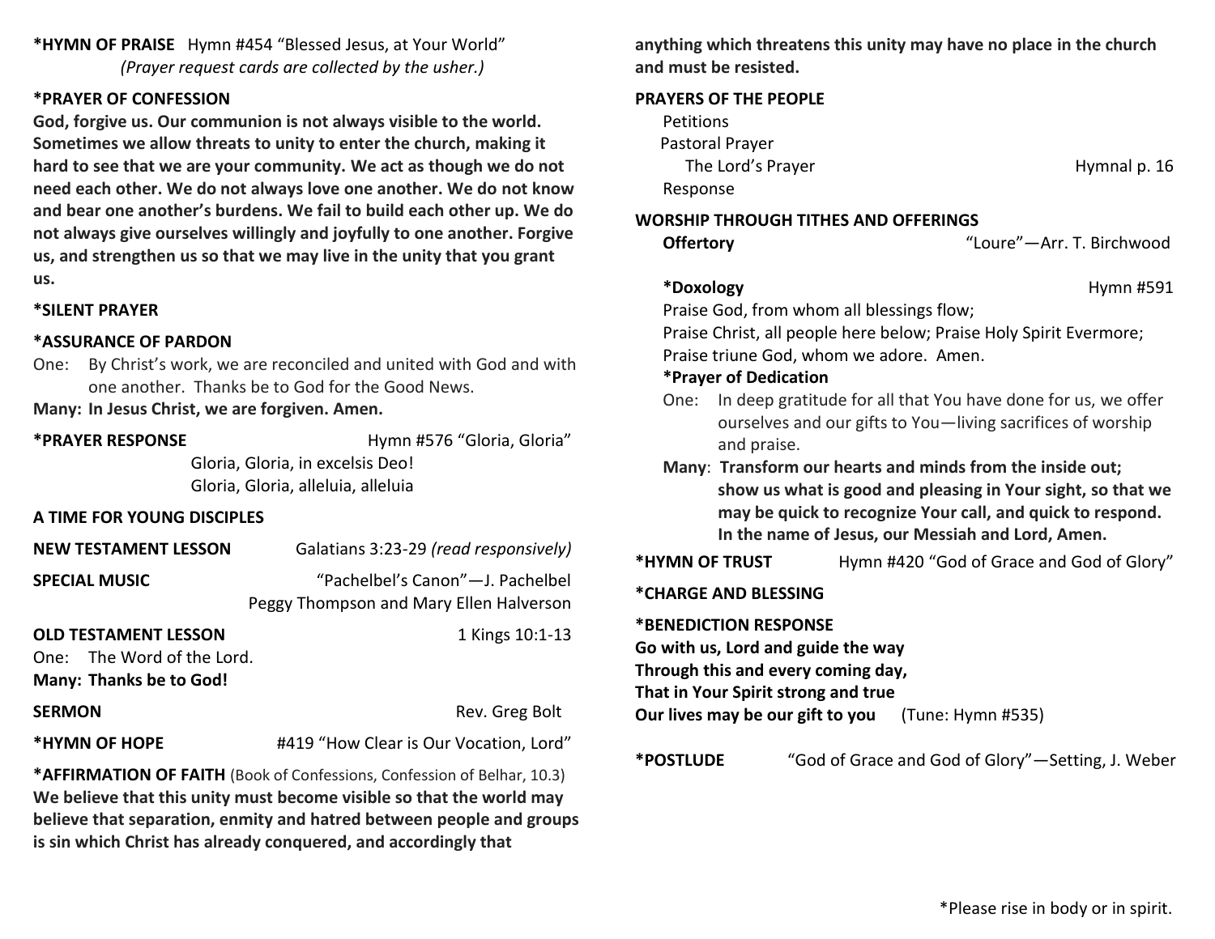**\*HYMN OF PRAISE** Hymn #454 “Blessed Jesus, at Your World”
*(Prayer request cards are collected by the usher.)*

**\*PRAYER OF CONFESSION**

**God, forgive us. Our communion is not always visible to the world. Sometimes we allow threats to unity to enter the church, making it hard to see that we are your community. We act as though we do not need each other. We do not always love one another. We do not know and bear one another’s burdens. We fail to build each other up. We do not always give ourselves willingly and joyfully to one another. Forgive us, and strengthen us so that we may live in the unity that you grant us.**

**\*SILENT PRAYER**

**\*ASSURANCE OF PARDON**

One: By Christ’s work, we are reconciled and united with God and with one another. Thanks be to God for the Good News.

**Many: In Jesus Christ, we are forgiven. Amen.**

**\*PRAYER RESPONSE** Hymn #576 “Gloria, Gloria”

Gloria, Gloria, in excelsis Deo!
Gloria, Gloria, alleluia, alleluia

**A TIME FOR YOUNG DISCIPLES**

**NEW TESTAMENT LESSON** Galatians 3:23-29 *(read responsively)*

**SPECIAL MUSIC** “Pachelbel’s Canon”—J. Pachelbel
Peggy Thompson and Mary Ellen Halverson

**OLD TESTAMENT LESSON** 1 Kings 10:1-13

One: The Word of the Lord.
**Many: Thanks be to God!**

**SERMON** Rev. Greg Bolt

**\*HYMN OF HOPE** #419 “How Clear is Our Vocation, Lord”

**\*AFFIRMATION OF FAITH** (Book of Confessions, Confession of Belhar, 10.3)
**We believe that this unity must become visible so that the world may believe that separation, enmity and hatred between people and groups is sin which Christ has already conquered, and accordingly that anything which threatens this unity may have no place in the church and must be resisted.**

**PRAYERS OF THE PEOPLE**

Petitions
Pastoral Prayer
The Lord’s Prayer Hymnal p. 16
Response

**WORSHIP THROUGH TITHES AND OFFERINGS**

**Offertory** “Loure”—Arr. T. Birchwood

**\*Doxology** Hymn #591

Praise God, from whom all blessings flow;
Praise Christ, all people here below; Praise Holy Spirit Evermore;
Praise triune God, whom we adore. Amen.

**\*Prayer of Dedication**

One: In deep gratitude for all that You have done for us, we offer ourselves and our gifts to You—living sacrifices of worship and praise.

**Many**: **Transform our hearts and minds from the inside out; show us what is good and pleasing in Your sight, so that we may be quick to recognize Your call, and quick to respond. In the name of Jesus, our Messiah and Lord, Amen.**

**\*HYMN OF TRUST** Hymn #420 “God of Grace and God of Glory”

**\*CHARGE AND BLESSING**

**\*BENEDICTION RESPONSE**
**Go with us, Lord and guide the way**
**Through this and every coming day,**
**That in Your Spirit strong and true**
**Our lives may be our gift to you** (Tune: Hymn #535)

**\*POSTLUDE** “God of Grace and God of Glory”—Setting, J. Weber

\*Please rise in body or in spirit.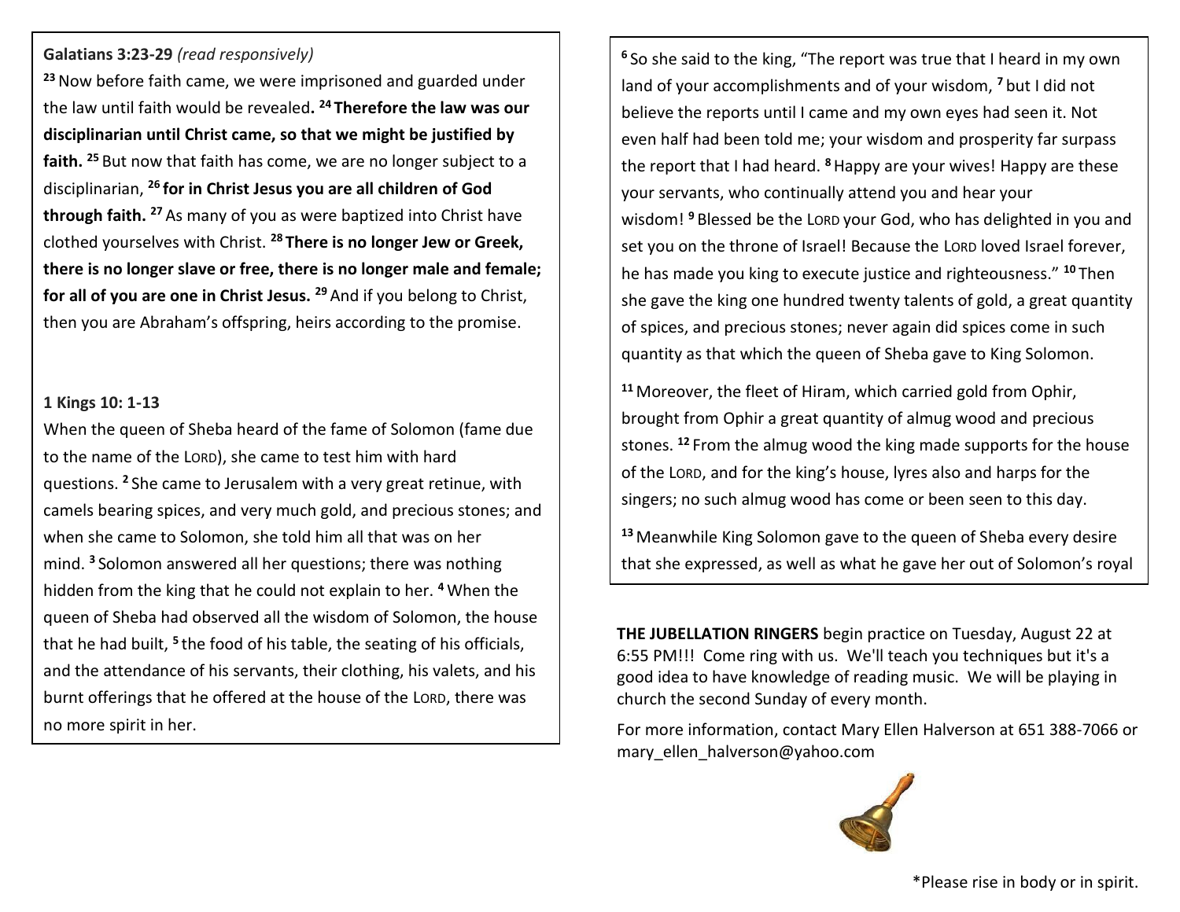**Galatians 3:23-29** *(read responsively)*

[23] Now before faith came, we were imprisoned and guarded under the law until faith would be revealed**. [24] Therefore the law was our disciplinarian until Christ came, so that we might be justified by faith.** [25] But now that faith has come, we are no longer subject to a disciplinarian, **[26] for in Christ Jesus you are all children of God through faith.** [27] As many of you as were baptized into Christ have clothed yourselves with Christ. **[28] There is no longer Jew or Greek, there is no longer slave or free, there is no longer male and female; for all of you are one in Christ Jesus.** [29] And if you belong to Christ, then you are Abraham's offspring, heirs according to the promise.

**1 Kings 10: 1-13**

When the queen of Sheba heard of the fame of Solomon (fame due to the name of the LORD), she came to test him with hard questions. [2] She came to Jerusalem with a very great retinue, with camels bearing spices, and very much gold, and precious stones; and when she came to Solomon, she told him all that was on her mind. [3] Solomon answered all her questions; there was nothing hidden from the king that he could not explain to her. [4] When the queen of Sheba had observed all the wisdom of Solomon, the house that he had built, [5] the food of his table, the seating of his officials, and the attendance of his servants, their clothing, his valets, and his burnt offerings that he offered at the house of the LORD, there was no more spirit in her.

[6] So she said to the king, "The report was true that I heard in my own land of your accomplishments and of your wisdom, [7] but I did not believe the reports until I came and my own eyes had seen it. Not even half had been told me; your wisdom and prosperity far surpass the report that I had heard. [8] Happy are your wives! Happy are these your servants, who continually attend you and hear your wisdom! [9] Blessed be the LORD your God, who has delighted in you and set you on the throne of Israel! Because the LORD loved Israel forever, he has made you king to execute justice and righteousness." [10] Then she gave the king one hundred twenty talents of gold, a great quantity of spices, and precious stones; never again did spices come in such quantity as that which the queen of Sheba gave to King Solomon.

[11] Moreover, the fleet of Hiram, which carried gold from Ophir, brought from Ophir a great quantity of almug wood and precious stones. [12] From the almug wood the king made supports for the house of the LORD, and for the king's house, lyres also and harps for the singers; no such almug wood has come or been seen to this day.

[13] Meanwhile King Solomon gave to the queen of Sheba every desire that she expressed, as well as what he gave her out of Solomon's royal

**THE JUBELLATION RINGERS** begin practice on Tuesday, August 22 at 6:55 PM!!! Come ring with us. We'll teach you techniques but it's a good idea to have knowledge of reading music. We will be playing in church the second Sunday of every month.

For more information, contact Mary Ellen Halverson at 651 388-7066 or mary_ellen_halverson@yahoo.com

*Please rise in body or in spirit.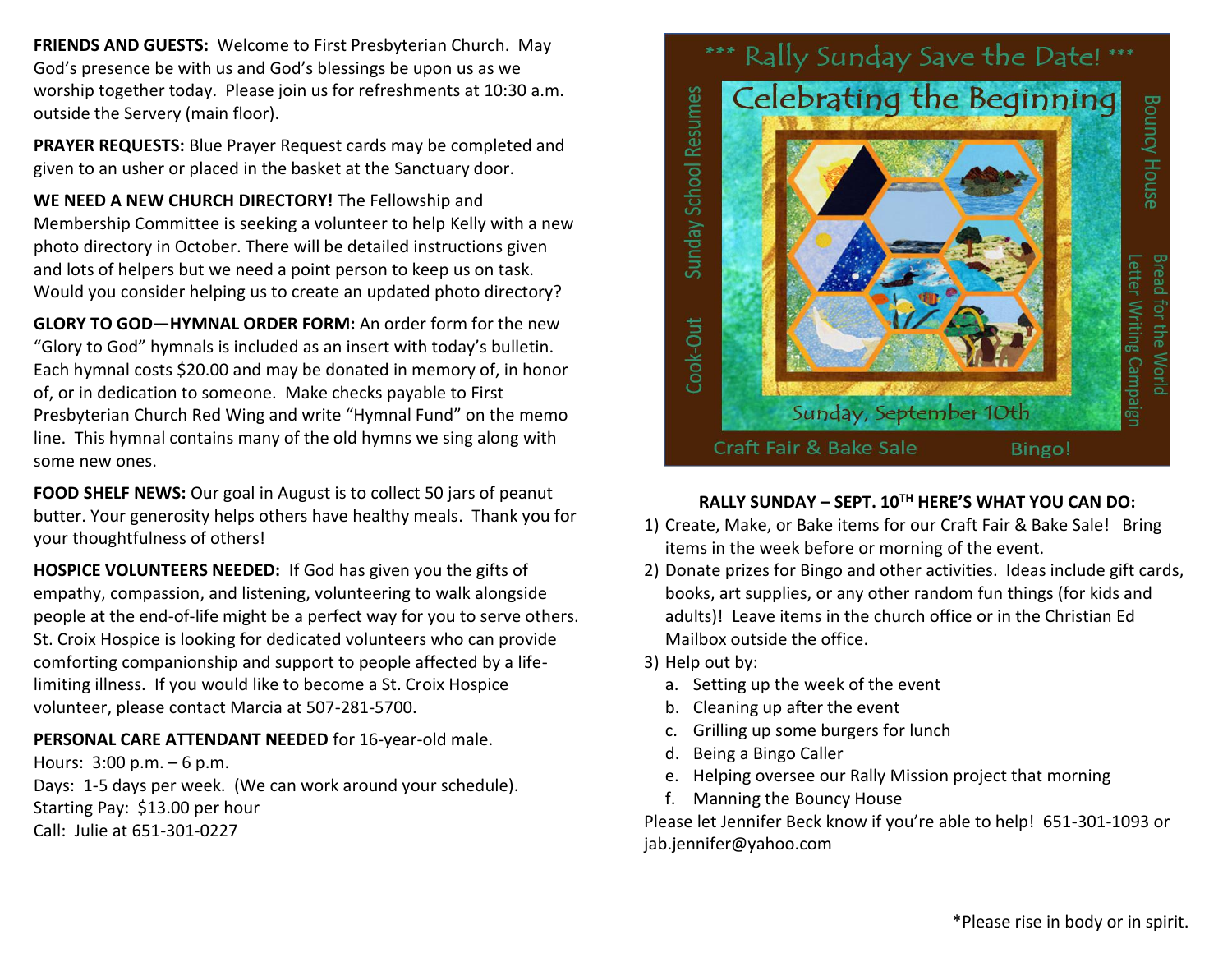**FRIENDS AND GUESTS:** Welcome to First Presbyterian Church. May God's presence be with us and God's blessings be upon us as we worship together today. Please join us for refreshments at 10:30 a.m. outside the Servery (main floor).

**PRAYER REQUESTS:** Blue Prayer Request cards may be completed and given to an usher or placed in the basket at the Sanctuary door.

**WE NEED A NEW CHURCH DIRECTORY!** The Fellowship and Membership Committee is seeking a volunteer to help Kelly with a new photo directory in October. There will be detailed instructions given and lots of helpers but we need a point person to keep us on task. Would you consider helping us to create an updated photo directory?

**GLORY TO GOD—HYMNAL ORDER FORM:** An order form for the new "Glory to God" hymnals is included as an insert with today's bulletin. Each hymnal costs $20.00 and may be donated in memory of, in honor of, or in dedication to someone. Make checks payable to First Presbyterian Church Red Wing and write "Hymnal Fund" on the memo line. This hymnal contains many of the old hymns we sing along with some new ones.

**FOOD SHELF NEWS:** Our goal in August is to collect 50 jars of peanut butter. Your generosity helps others have healthy meals. Thank you for your thoughtfulness of others!

**HOSPICE VOLUNTEERS NEEDED:** If God has given you the gifts of empathy, compassion, and listening, volunteering to walk alongside people at the end-of-life might be a perfect way for you to serve others. St. Croix Hospice is looking for dedicated volunteers who can provide comforting companionship and support to people affected by a life-limiting illness. If you would like to become a St. Croix Hospice volunteer, please contact Marcia at 507-281-5700.

**PERSONAL CARE ATTENDANT NEEDED** for 16-year-old male.
Hours: 3:00 p.m. – 6 p.m.
Days: 1-5 days per week. (We can work around your schedule).
Starting Pay: $13.00 per hour
Call: Julie at 651-301-0227

*** Rally Sunday Save the Date! ***

Celebrating the Beginning

Sunday, September 10th

Sunday School Resumes

Cook-Out

Bouncy House

Bread for the World Letter Writing Campaign

Craft Fair & Bake Sale

Bingo!

**RALLY SUNDAY – SEPT. 10TH HERE'S WHAT YOU CAN DO:**

1) Create, Make, or Bake items for our Craft Fair & Bake Sale! Bring items in the week before or morning of the event.
2) Donate prizes for Bingo and other activities. Ideas include gift cards, books, art supplies, or any other random fun things (for kids and adults)! Leave items in the church office or in the Christian Ed Mailbox outside the office.
3) Help out by:
   a. Setting up the week of the event
   b. Cleaning up after the event
   c. Grilling up some burgers for lunch
   d. Being a Bingo Caller
   e. Helping oversee our Rally Mission project that morning
   f. Manning the Bouncy House

Please let Jennifer Beck know if you're able to help! 651-301-1093 or jab.jennifer@yahoo.com

*Please rise in body or in spirit.